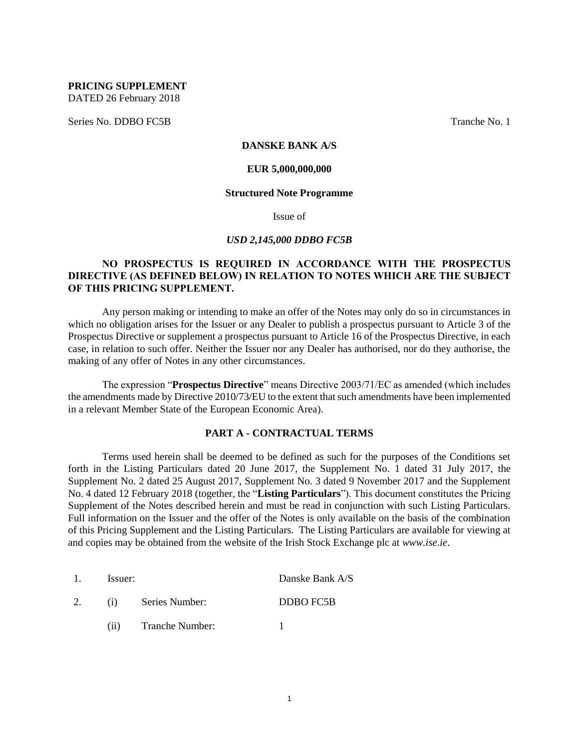**PRICING SUPPLEMENT**
DATED 26 February 2018

Series No. DDBO FC5B Tranche No. 1

**DANSKE BANK A/S**

**EUR 5,000,000,000**

**Structured Note Programme**

Issue of

***USD 2,145,000 DDBO FC5B***

**NO PROSPECTUS IS REQUIRED IN ACCORDANCE WITH THE PROSPECTUS DIRECTIVE (AS DEFINED BELOW) IN RELATION TO NOTES WHICH ARE THE SUBJECT OF THIS PRICING SUPPLEMENT.**

Any person making or intending to make an offer of the Notes may only do so in circumstances in which no obligation arises for the Issuer or any Dealer to publish a prospectus pursuant to Article 3 of the Prospectus Directive or supplement a prospectus pursuant to Article 16 of the Prospectus Directive, in each case, in relation to such offer. Neither the Issuer nor any Dealer has authorised, nor do they authorise, the making of any offer of Notes in any other circumstances.

The expression "**Prospectus Directive**" means Directive 2003/71/EC as amended (which includes the amendments made by Directive 2010/73/EU to the extent that such amendments have been implemented in a relevant Member State of the European Economic Area).

**PART A - CONTRACTUAL TERMS**

Terms used herein shall be deemed to be defined as such for the purposes of the Conditions set forth in the Listing Particulars dated 20 June 2017, the Supplement No. 1 dated 31 July 2017, the Supplement No. 2 dated 25 August 2017, Supplement No. 3 dated 9 November 2017 and the Supplement No. 4 dated 12 February 2018 (together, the "**Listing Particulars**"). This document constitutes the Pricing Supplement of the Notes described herein and must be read in conjunction with such Listing Particulars. Full information on the Issuer and the offer of the Notes is only available on the basis of the combination of this Pricing Supplement and the Listing Particulars. The Listing Particulars are available for viewing at and copies may be obtained from the website of the Irish Stock Exchange plc at *www.ise.ie*.

| | | | |
|---|---|---|---|
| 1. | Issuer: | | Danske Bank A/S |
| 2. | (i) | Series Number: | DDBO FC5B |
| | (ii) | Tranche Number: | 1 |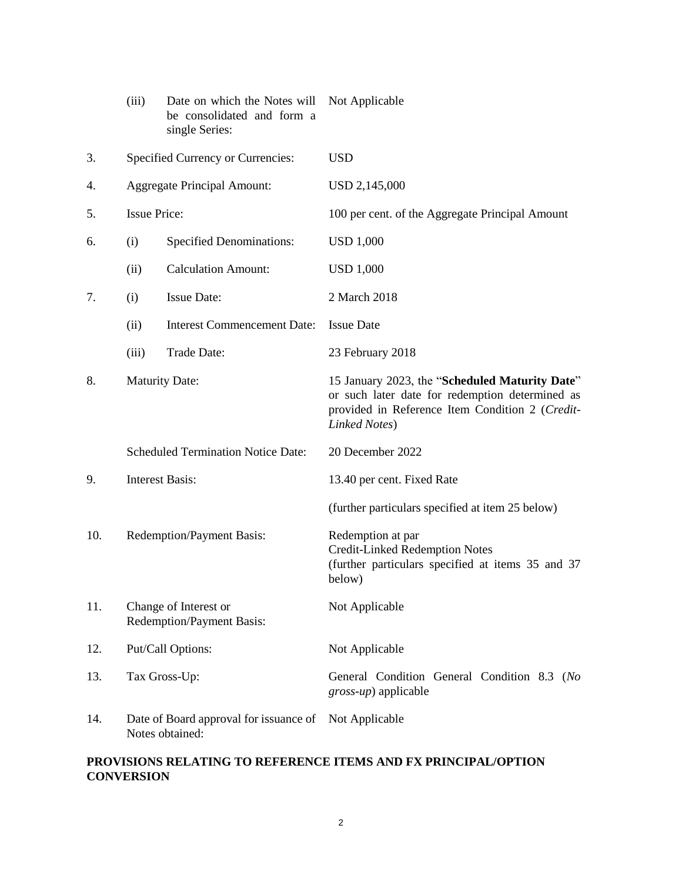| | | | |
|---|---|---|---|
| | (iii) | Date on which the Notes will be consolidated and form a single Series: | Not Applicable |
| 3. | Specified Currency or Currencies: | | USD |
| 4. | Aggregate Principal Amount: | | USD 2,145,000 |
| 5. | Issue Price: | | 100 per cent. of the Aggregate Principal Amount |
| 6. | (i) | Specified Denominations: | USD 1,000 |
| | (ii) | Calculation Amount: | USD 1,000 |
| 7. | (i) | Issue Date: | 2 March 2018 |
| | (ii) | Interest Commencement Date: | Issue Date |
| | (iii) | Trade Date: | 23 February 2018 |
| 8. | Maturity Date: | | 15 January 2023, the "**Scheduled Maturity Date**" or such later date for redemption determined as provided in Reference Item Condition 2 (*Credit-Linked Notes*) |
| | Scheduled Termination Notice Date: | | 20 December 2022 |
| 9. | Interest Basis: | | 13.40 per cent. Fixed Rate<br><br>(further particulars specified at item 25 below) |
| 10. | Redemption/Payment Basis: | | Redemption at par<br>Credit-Linked Redemption Notes<br>(further particulars specified at items 35 and 37 below) |
| 11. | Change of Interest or Redemption/Payment Basis: | | Not Applicable |
| 12. | Put/Call Options: | | Not Applicable |
| 13. | Tax Gross-Up: | | General Condition General Condition 8.3 (*No gross-up*) applicable |
| 14. | Date of Board approval for issuance of Notes obtained: | | Not Applicable |

**PROVISIONS RELATING TO REFERENCE ITEMS AND FX PRINCIPAL/OPTION CONVERSION**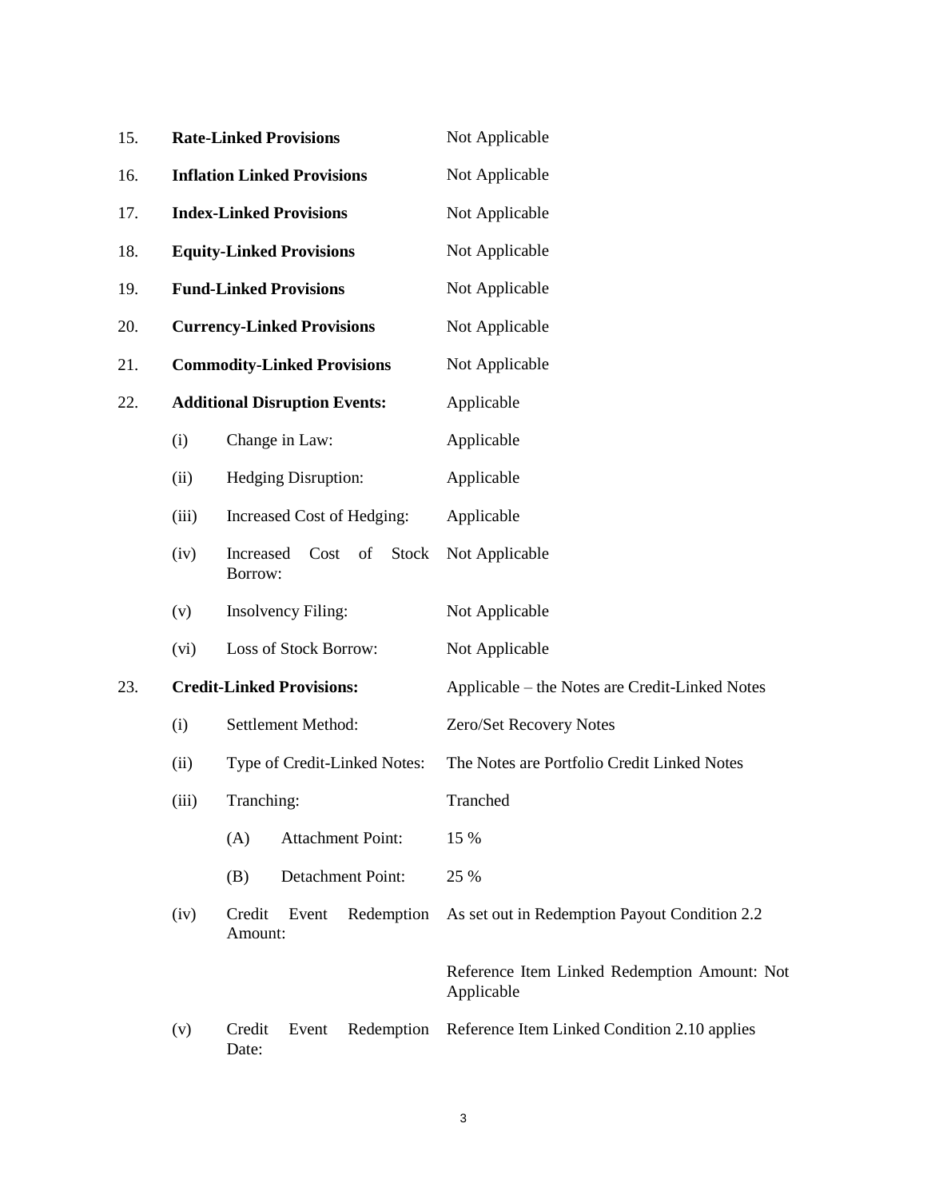| | | | |
|---|---|---|---|
| 15. | **Rate-Linked Provisions** | | Not Applicable |
| 16. | **Inflation Linked Provisions** | | Not Applicable |
| 17. | **Index-Linked Provisions** | | Not Applicable |
| 18. | **Equity-Linked Provisions** | | Not Applicable |
| 19. | **Fund-Linked Provisions** | | Not Applicable |
| 20. | **Currency-Linked Provisions** | | Not Applicable |
| 21. | **Commodity-Linked Provisions** | | Not Applicable |
| 22. | **Additional Disruption Events:** | | Applicable |
| | (i) | Change in Law: | Applicable |
| | (ii) | Hedging Disruption: | Applicable |
| | (iii) | Increased Cost of Hedging: | Applicable |
| | (iv) | Increased Cost of Stock Borrow: | Not Applicable |
| | (v) | Insolvency Filing: | Not Applicable |
| | (vi) | Loss of Stock Borrow: | Not Applicable |
| 23. | **Credit-Linked Provisions:** | | Applicable – the Notes are Credit-Linked Notes |
| | (i) | Settlement Method: | Zero/Set Recovery Notes |
| | (ii) | Type of Credit-Linked Notes: | The Notes are Portfolio Credit Linked Notes |
| | (iii) | Tranching: | Tranched |
| | | (A) Attachment Point: | 15 % |
| | | (B) Detachment Point: | 25 % |
| | (iv) | Credit Event Redemption Amount: | As set out in Redemption Payout Condition 2.2<br><br>Reference Item Linked Redemption Amount: Not Applicable |
| | (v) | Credit Event Redemption Date: | Reference Item Linked Condition 2.10 applies |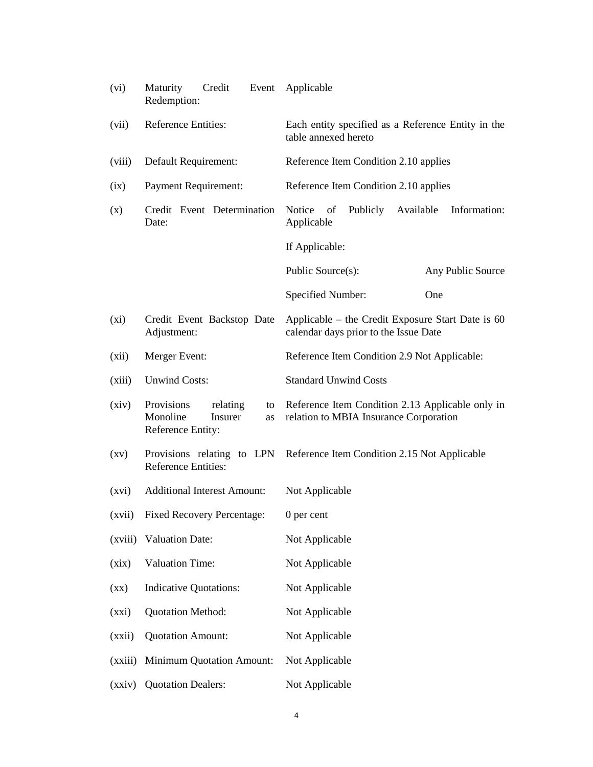| | | |
|---|---|---|
| (vi) | Maturity Credit Event Redemption: | Applicable |
| (vii) | Reference Entities: | Each entity specified as a Reference Entity in the table annexed hereto |
| (viii) | Default Requirement: | Reference Item Condition 2.10 applies |
| (ix) | Payment Requirement: | Reference Item Condition 2.10 applies |
| (x) | Credit Event Determination Date: | Notice of Publicly Available Information: Applicable<br><br>If Applicable:<br><br>Public Source(s): Any Public Source<br><br>Specified Number: One |
| (xi) | Credit Event Backstop Date Adjustment: | Applicable – the Credit Exposure Start Date is 60 calendar days prior to the Issue Date |
| (xii) | Merger Event: | Reference Item Condition 2.9 Not Applicable: |
| (xiii) | Unwind Costs: | Standard Unwind Costs |
| (xiv) | Provisions relating to Monoline Insurer as Reference Entity: | Reference Item Condition 2.13 Applicable only in relation to MBIA Insurance Corporation |
| (xv) | Provisions relating to LPN Reference Entities: | Reference Item Condition 2.15 Not Applicable |
| (xvi) | Additional Interest Amount: | Not Applicable |
| (xvii) | Fixed Recovery Percentage: | 0 per cent |
| (xviii) | Valuation Date: | Not Applicable |
| (xix) | Valuation Time: | Not Applicable |
| (xx) | Indicative Quotations: | Not Applicable |
| (xxi) | Quotation Method: | Not Applicable |
| (xxii) | Quotation Amount: | Not Applicable |
| (xxiii) | Minimum Quotation Amount: | Not Applicable |
| (xxiv) | Quotation Dealers: | Not Applicable |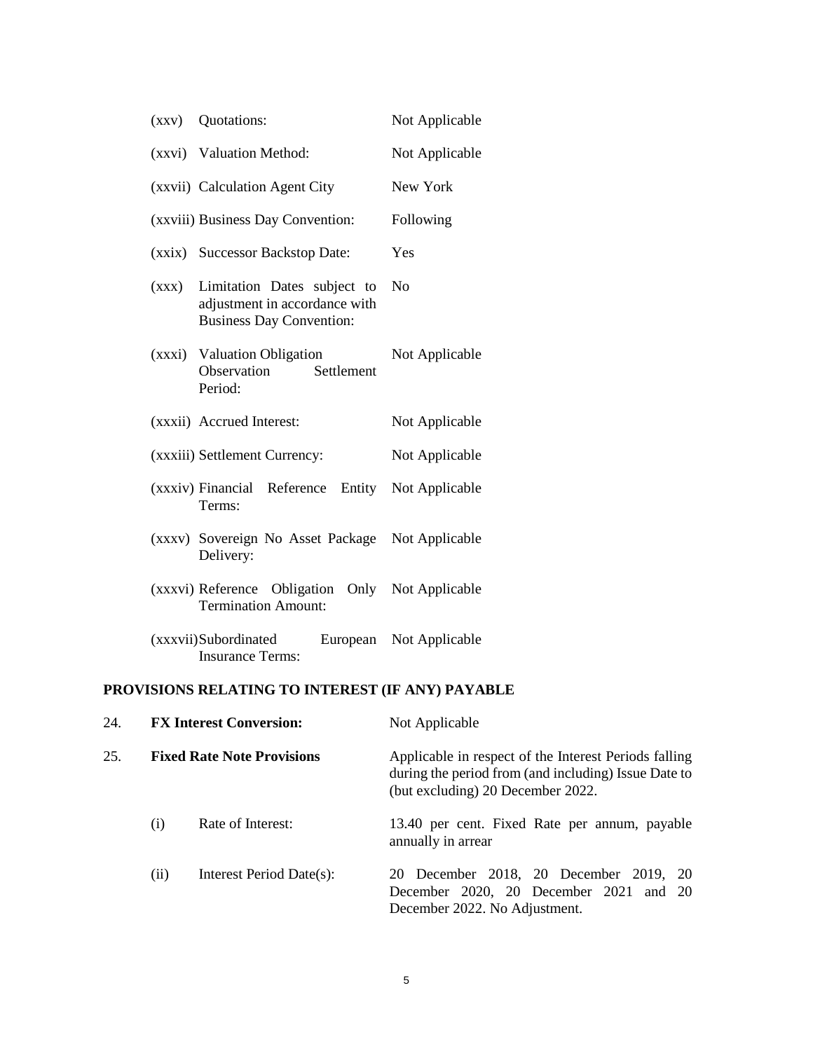| | | |
|---|---|---|
| (xxv) | Quotations: | Not Applicable |
| (xxvi) | Valuation Method: | Not Applicable |
| (xxvii) | Calculation Agent City | New York |
| (xxviii) | Business Day Convention: | Following |
| (xxix) | Successor Backstop Date: | Yes |
| (xxx) | Limitation Dates subject to adjustment in accordance with Business Day Convention: | No |
| (xxxi) | Valuation Obligation Observation Settlement Period: | Not Applicable |
| (xxxii) | Accrued Interest: | Not Applicable |
| (xxxiii) | Settlement Currency: | Not Applicable |
| (xxxiv) | Financial Reference Entity Terms: | Not Applicable |
| (xxxv) | Sovereign No Asset Package Delivery: | Not Applicable |
| (xxxvi) | Reference Obligation Only Termination Amount: | Not Applicable |
| (xxxvii) | Subordinated European Insurance Terms: | Not Applicable |

**PROVISIONS RELATING TO INTEREST (IF ANY) PAYABLE**

| | | | |
|---|---|---|---|
| 24. | **FX Interest Conversion:** | | Not Applicable |
| 25. | **Fixed Rate Note Provisions** | | Applicable in respect of the Interest Periods falling during the period from (and including) Issue Date to (but excluding) 20 December 2022. |
| | (i) | Rate of Interest: | 13.40 per cent. Fixed Rate per annum, payable annually in arrear |
| | (ii) | Interest Period Date(s): | 20 December 2018, 20 December 2019, 20 December 2020, 20 December 2021 and 20 December 2022. No Adjustment. |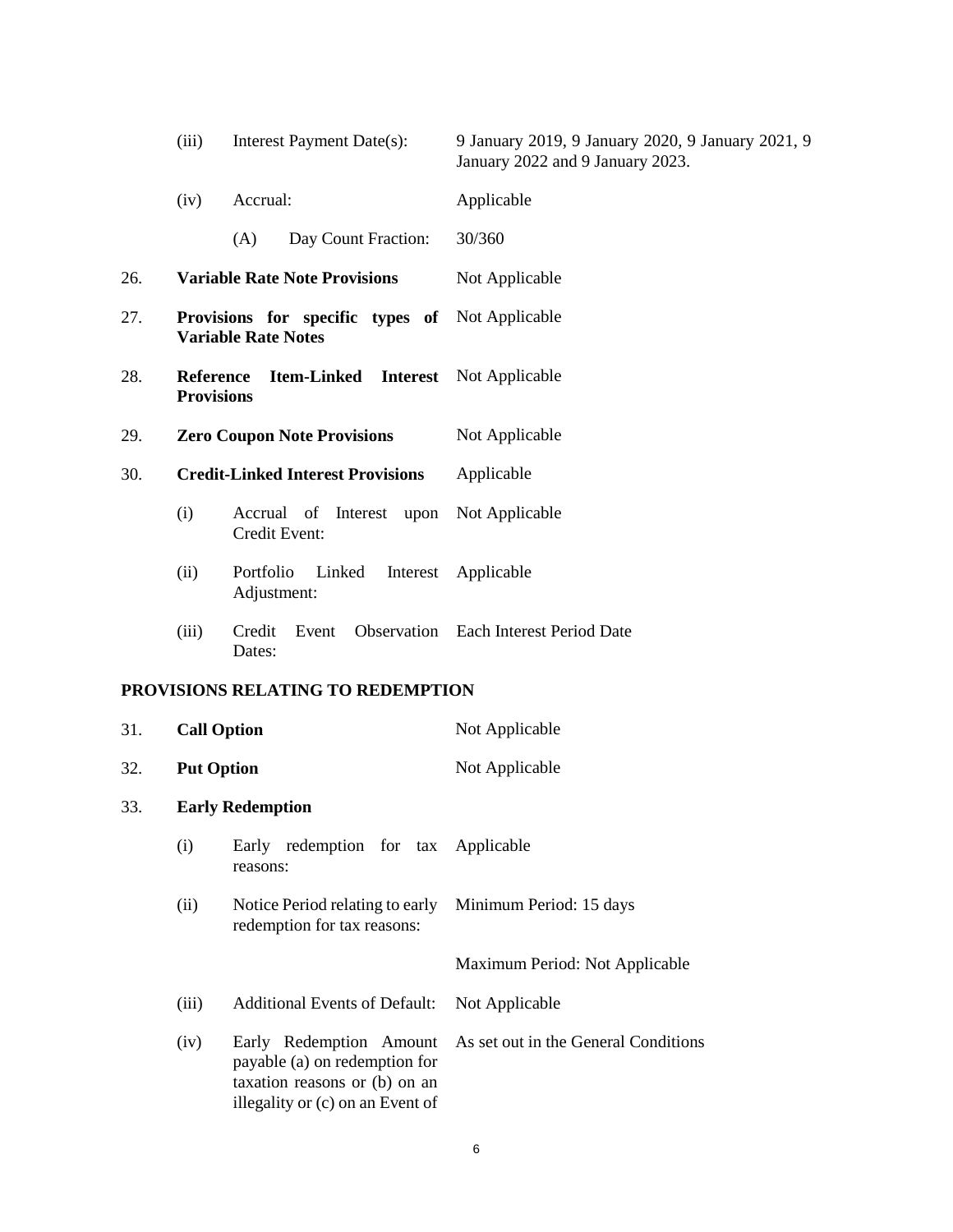| | | | |
|---|---|---|---|
| | (iii) | Interest Payment Date(s): | 9 January 2019, 9 January 2020, 9 January 2021, 9 January 2022 and 9 January 2023. |
| | (iv) | Accrual: | Applicable |
| | | (A) Day Count Fraction: | 30/360 |
| 26. | **Variable Rate Note Provisions** | | Not Applicable |
| 27. | **Provisions for specific types of Variable Rate Notes** | | Not Applicable |
| 28. | **Reference Item-Linked Interest Provisions** | | Not Applicable |
| 29. | **Zero Coupon Note Provisions** | | Not Applicable |
| 30. | **Credit-Linked Interest Provisions** | | Applicable |
| | (i) | Accrual of Interest upon Credit Event: | Not Applicable |
| | (ii) | Portfolio Linked Interest Adjustment: | Applicable |
| | (iii) | Credit Event Observation Dates: | Each Interest Period Date |

**PROVISIONS RELATING TO REDEMPTION**

| | | | |
|---|---|---|---|
| 31. | **Call Option** | | Not Applicable |
| 32. | **Put Option** | | Not Applicable |
| 33. | **Early Redemption** | | |
| | (i) | Early redemption for tax reasons: | Applicable |
| | (ii) | Notice Period relating to early redemption for tax reasons: | Minimum Period: 15 days<br><br>Maximum Period: Not Applicable |
| | (iii) | Additional Events of Default: | Not Applicable |
| | (iv) | Early Redemption Amount payable (a) on redemption for taxation reasons or (b) on an illegality or (c) on an Event of | As set out in the General Conditions |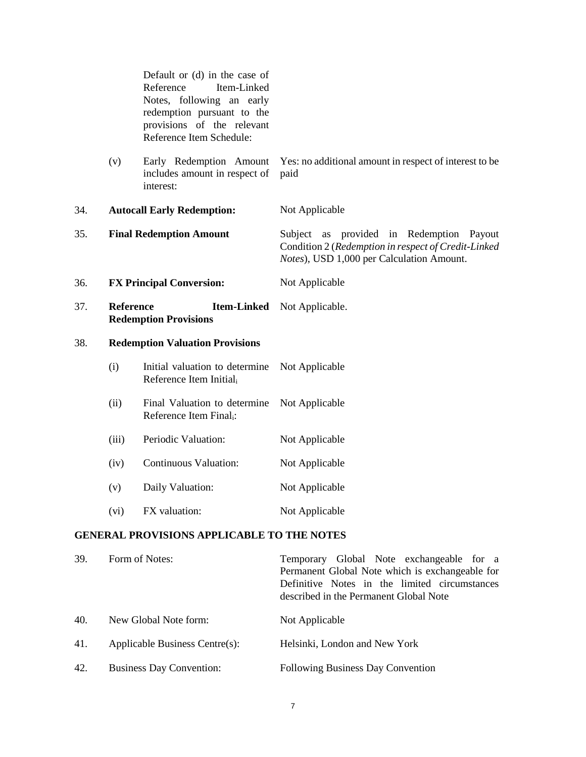| | | | |
|---|---|---|---|
| | | Default or (d) in the case of Reference Item-Linked Notes, following an early redemption pursuant to the provisions of the relevant Reference Item Schedule: | |
| | (v) | Early Redemption Amount includes amount in respect of interest: | Yes: no additional amount in respect of interest to be paid |
| 34. | **Autocall Early Redemption:** | | Not Applicable |
| 35. | **Final Redemption Amount** | | Subject as provided in Redemption Payout Condition 2 (*Redemption in respect of Credit-Linked Notes*), USD 1,000 per Calculation Amount. |
| 36. | **FX Principal Conversion:** | | Not Applicable |
| 37. | **Reference Item-Linked Redemption Provisions** | | Not Applicable. |
| 38. | **Redemption Valuation Provisions** | | |
| | (i) | Initial valuation to determine Reference Item $Initial_i$ | Not Applicable |
| | (ii) | Final Valuation to determine Reference Item $Final_i$: | Not Applicable |
| | (iii) | Periodic Valuation: | Not Applicable |
| | (iv) | Continuous Valuation: | Not Applicable |
| | (v) | Daily Valuation: | Not Applicable |
| | (vi) | FX valuation: | Not Applicable |

## GENERAL PROVISIONS APPLICABLE TO THE NOTES

| | | |
|---|---|---|
| 39. | Form of Notes: | Temporary Global Note exchangeable for a Permanent Global Note which is exchangeable for Definitive Notes in the limited circumstances described in the Permanent Global Note |
| 40. | New Global Note form: | Not Applicable |
| 41. | Applicable Business Centre(s): | Helsinki, London and New York |
| 42. | Business Day Convention: | Following Business Day Convention |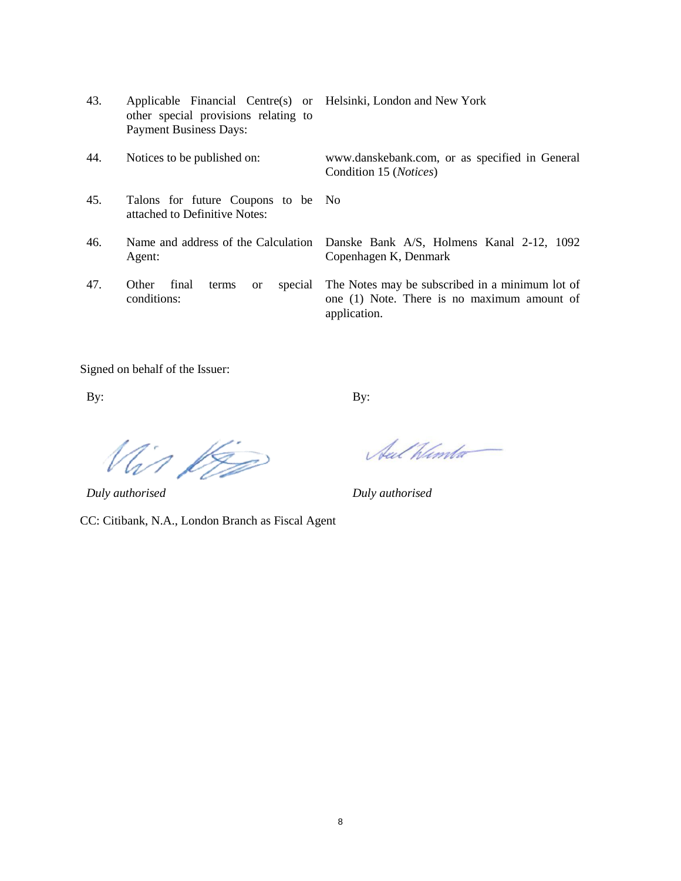| | | |
|---|---|---|
| 43. | Applicable Financial Centre(s) or other special provisions relating to Payment Business Days: | Helsinki, London and New York |
| 44. | Notices to be published on: | www.danskebank.com, or as specified in General Condition 15 (*Notices*) |
| 45. | Talons for future Coupons to be attached to Definitive Notes: | No |
| 46. | Name and address of the Calculation Agent: | Danske Bank A/S, Holmens Kanal 2-12, 1092 Copenhagen K, Denmark |
| 47. | Other final terms or special conditions: | The Notes may be subscribed in a minimum lot of one (1) Note. There is no maximum amount of application. |

Signed on behalf of the Issuer:

By: By:

*Duly authorised* *Duly authorised*

CC: Citibank, N.A., London Branch as Fiscal Agent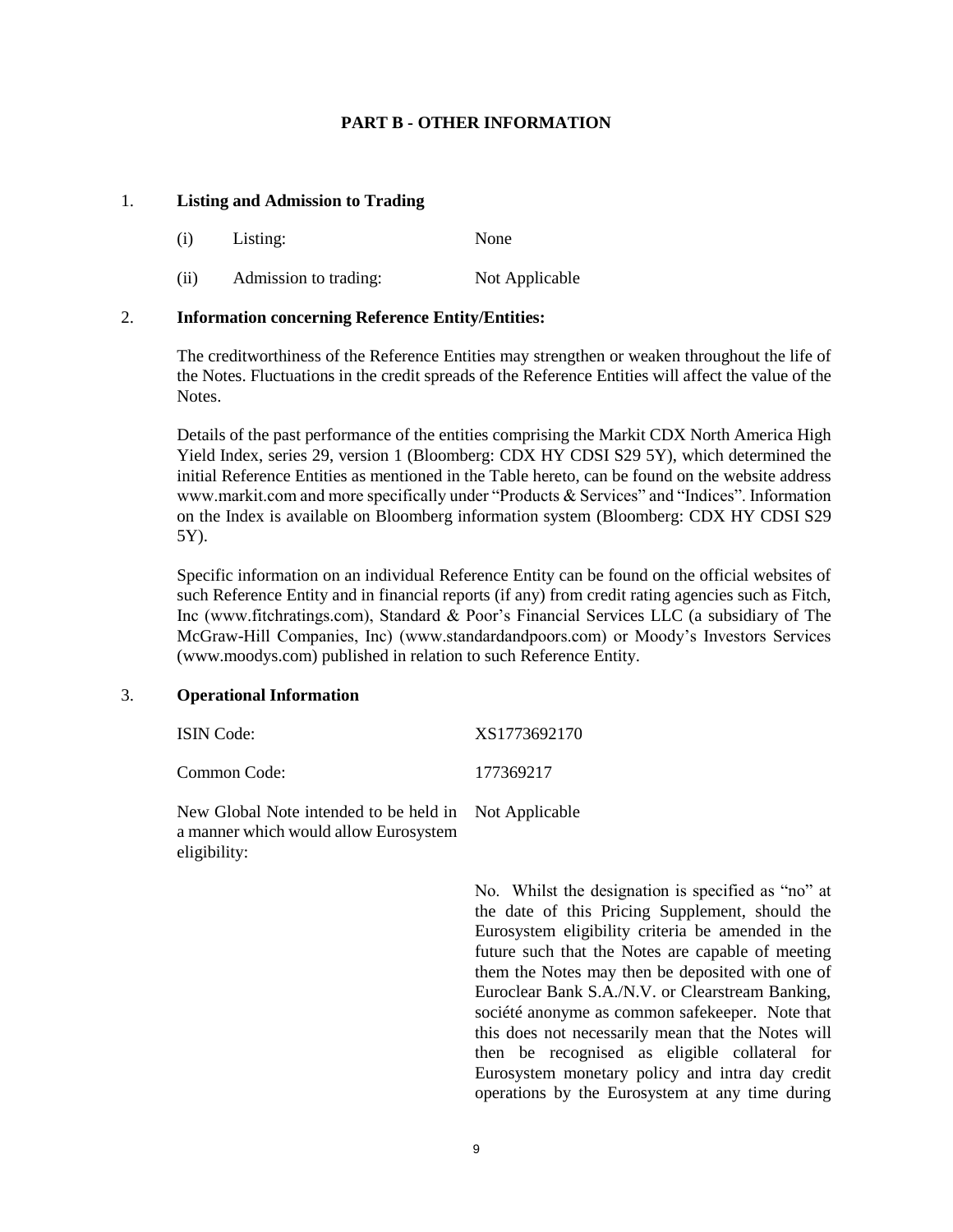## PART B - OTHER INFORMATION

1. **Listing and Admission to Trading**

| | | |
|---|---|---|
| (i) | Listing: | None |
| (ii) | Admission to trading: | Not Applicable |

2. **Information concerning Reference Entity/Entities:**

The creditworthiness of the Reference Entities may strengthen or weaken throughout the life of the Notes. Fluctuations in the credit spreads of the Reference Entities will affect the value of the Notes.

Details of the past performance of the entities comprising the Markit CDX North America High Yield Index, series 29, version 1 (Bloomberg: CDX HY CDSI S29 5Y), which determined the initial Reference Entities as mentioned in the Table hereto, can be found on the website address www.markit.com and more specifically under "Products & Services" and "Indices". Information on the Index is available on Bloomberg information system (Bloomberg: CDX HY CDSI S29 5Y).

Specific information on an individual Reference Entity can be found on the official websites of such Reference Entity and in financial reports (if any) from credit rating agencies such as Fitch, Inc (www.fitchratings.com), Standard & Poor's Financial Services LLC (a subsidiary of The McGraw-Hill Companies, Inc) (www.standardandpoors.com) or Moody's Investors Services (www.moodys.com) published in relation to such Reference Entity.

3. **Operational Information**

| | |
|---|---|
| ISIN Code: | XS1773692170 |
| Common Code: | 177369217 |
| New Global Note intended to be held in a manner which would allow Eurosystem eligibility: | Not Applicable |
| | No. Whilst the designation is specified as "no" at the date of this Pricing Supplement, should the Eurosystem eligibility criteria be amended in the future such that the Notes are capable of meeting them the Notes may then be deposited with one of Euroclear Bank S.A./N.V. or Clearstream Banking, société anonyme as common safekeeper. Note that this does not necessarily mean that the Notes will then be recognised as eligible collateral for Eurosystem monetary policy and intra day credit operations by the Eurosystem at any time during |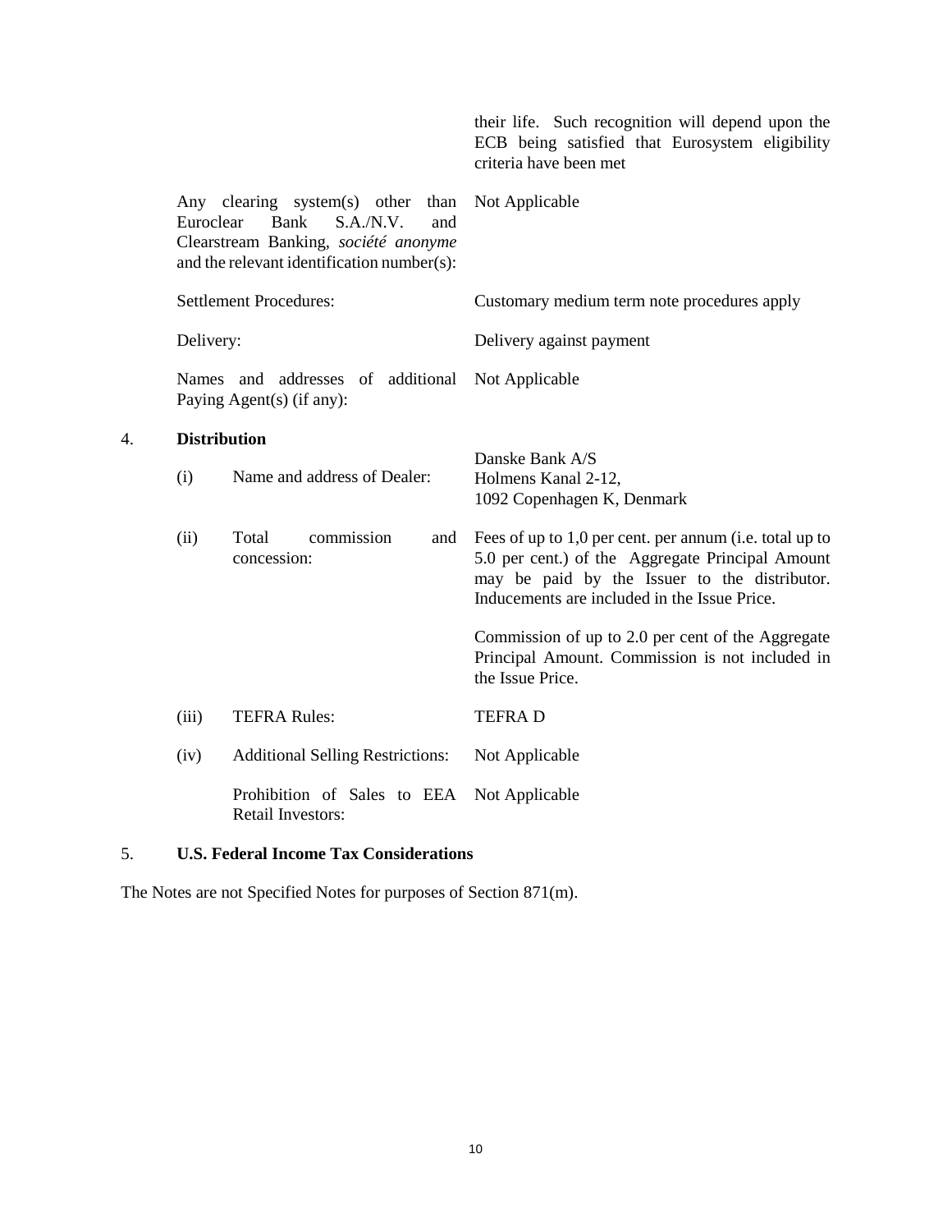| | |
|---|---|
| | their life. Such recognition will depend upon the ECB being satisfied that Eurosystem eligibility criteria have been met |
| Any clearing system(s) other than Euroclear Bank S.A./N.V. and Clearstream Banking, *société anonyme* and the relevant identification number(s): | Not Applicable |
| Settlement Procedures: | Customary medium term note procedures apply |
| Delivery: | Delivery against payment |
| Names and addresses of additional Paying Agent(s) (if any): | Not Applicable |

## 4. Distribution

| | | |
|---|---|---|
| (i) | Name and address of Dealer: | Danske Bank A/S<br>Holmens Kanal 2-12,<br>1092 Copenhagen K, Denmark |
| (ii) | Total commission and concession: | Fees of up to 1,0 per cent. per annum (i.e. total up to 5.0 per cent.) of the Aggregate Principal Amount may be paid by the Issuer to the distributor. Inducements are included in the Issue Price.<br><br>Commission of up to 2.0 per cent of the Aggregate Principal Amount. Commission is not included in the Issue Price. |
| (iii) | TEFRA Rules: | TEFRA D |
| (iv) | Additional Selling Restrictions: | Not Applicable |
| | Prohibition of Sales to EEA Retail Investors: | Not Applicable |

## 5. U.S. Federal Income Tax Considerations

The Notes are not Specified Notes for purposes of Section 871(m).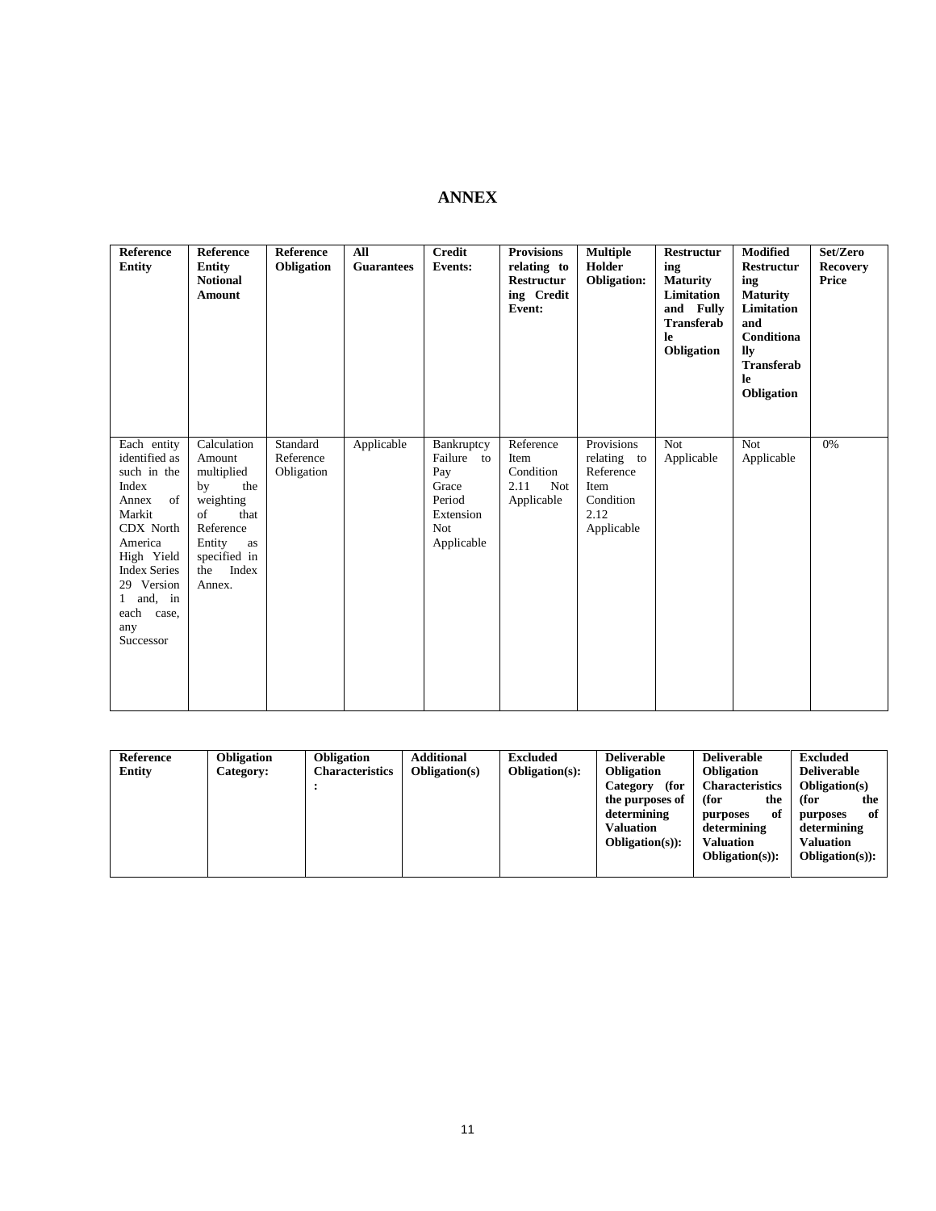# ANNEX

| Reference Entity | Reference Entity Notional Amount | Reference Obligation | All Guarantees | Credit Events: | Provisions relating to Restructuring Credit Event: | Multiple Holder Obligation: | Restructuring Maturity Limitation and Fully Transferable Obligation | Modified Restructuring Maturity Limitation and Conditionally Transferable Obligation | Set/Zero Recovery Price |
|---|---|---|---|---|---|---|---|---|---|
| Each entity identified as such in the Index Annex of Markit CDX North America High Yield Index Series 29 Version 1 and, in each case, any Successor | Calculation Amount multiplied by the weighting of that Reference Entity as specified in the Index Annex. | Standard Reference Obligation | Applicable | Bankruptcy Failure to Pay Grace Period Extension Not Applicable | Reference Item Condition 2.11 Not Applicable | Provisions relating to Reference Item Condition 2.12 Applicable | Not Applicable | Not Applicable | 0% |

| Reference Entity | Obligation Category: | Obligation Characteristics: | Additional Obligation(s) | Excluded Obligation(s): | Deliverable Obligation Category (for the purposes of determining Valuation Obligation(s)): | Deliverable Obligation Characteristics (for the purposes of determining Valuation Obligation(s)): | Excluded Deliverable Obligation(s) (for the purposes of determining Valuation Obligation(s)): |
|---|---|---|---|---|---|---|---|
| | | | | | | | |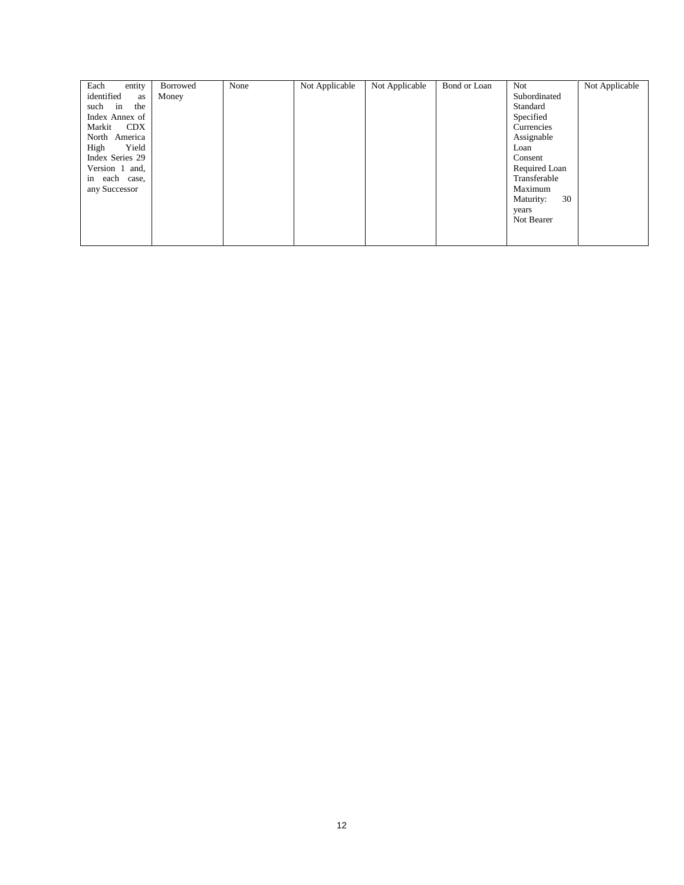| | | | | | | | |
|---|---|---|---|---|---|---|---|
| Each entity identified as such in the Index Annex of Markit CDX North America High Yield Index Series 29 Version 1 and, in each case, any Successor | Borrowed Money | None | Not Applicable | Not Applicable | Bond or Loan | Not Subordinated Standard Specified Currencies Assignable Loan Consent Required Loan Transferable Maximum Maturity: 30 years Not Bearer | Not Applicable |